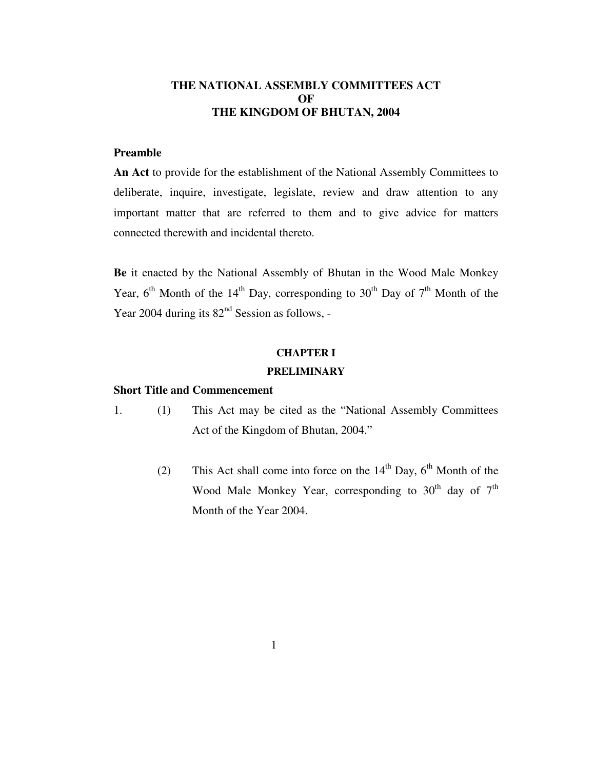# THE NATIONAL ASSEMBLY COMMITTEES ACT
# OF
# THE KINGDOM OF BHUTAN, 2004

**Preamble**

**An Act** to provide for the establishment of the National Assembly Committees to deliberate, inquire, investigate, legislate, review and draw attention to any important matter that are referred to them and to give advice for matters connected therewith and incidental thereto.

**Be** it enacted by the National Assembly of Bhutan in the Wood Male Monkey Year, 6th Month of the 14th Day, corresponding to 30th Day of 7th Month of the Year 2004 during its 82nd Session as follows, -

## CHAPTER I
## PRELIMINARY

**Short Title and Commencement**

1. (1) This Act may be cited as the "National Assembly Committees Act of the Kingdom of Bhutan, 2004."

   (2) This Act shall come into force on the 14th Day, 6th Month of the Wood Male Monkey Year, corresponding to 30th day of 7th Month of the Year 2004.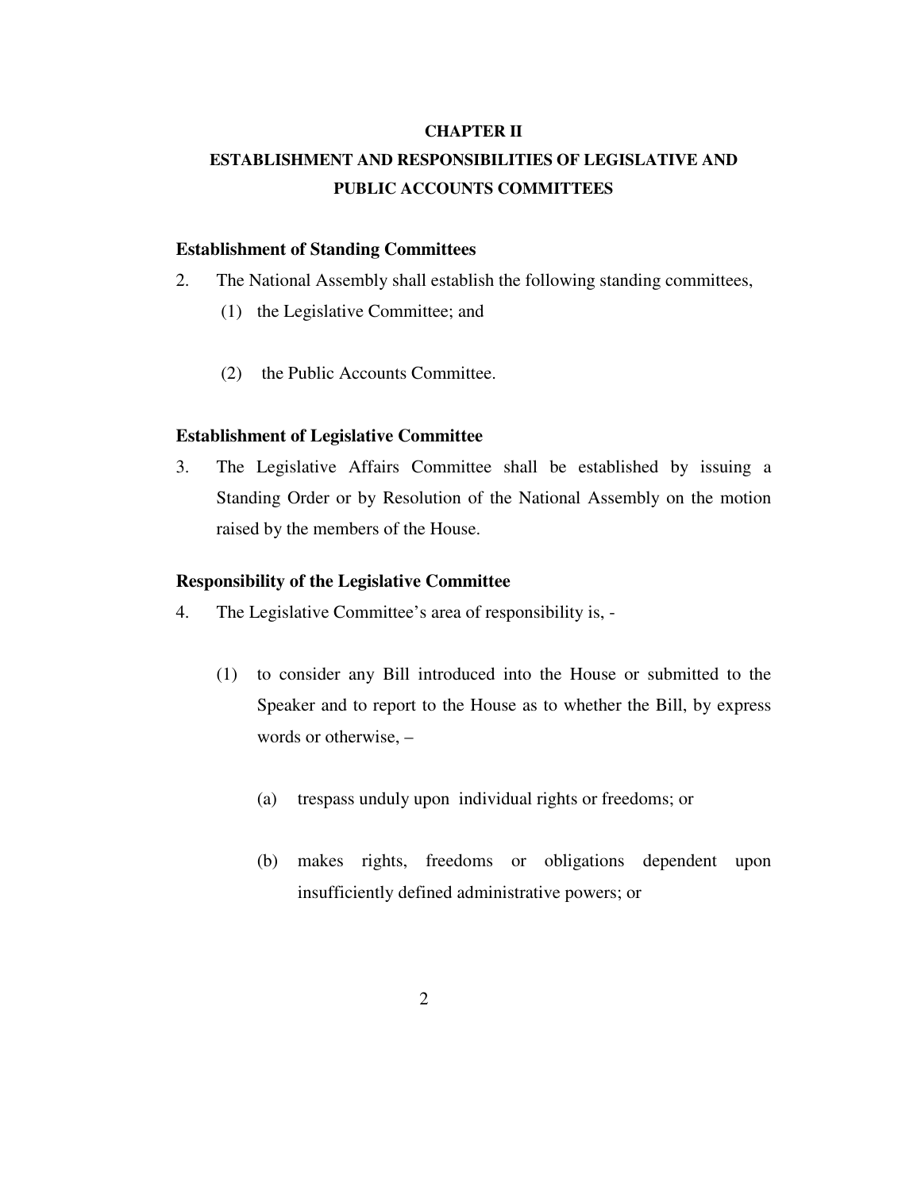**CHAPTER II**

**ESTABLISHMENT AND RESPONSIBILITIES OF LEGISLATIVE AND PUBLIC ACCOUNTS COMMITTEES**

**Establishment of Standing Committees**

2. The National Assembly shall establish the following standing committees,

   (1) the Legislative Committee; and

   (2) the Public Accounts Committee.

**Establishment of Legislative Committee**

3. The Legislative Affairs Committee shall be established by issuing a Standing Order or by Resolution of the National Assembly on the motion raised by the members of the House.

**Responsibility of the Legislative Committee**

4. The Legislative Committee's area of responsibility is, -

   (1) to consider any Bill introduced into the House or submitted to the Speaker and to report to the House as to whether the Bill, by express words or otherwise, –

      (a) trespass unduly upon individual rights or freedoms; or

      (b) makes rights, freedoms or obligations dependent upon insufficiently defined administrative powers; or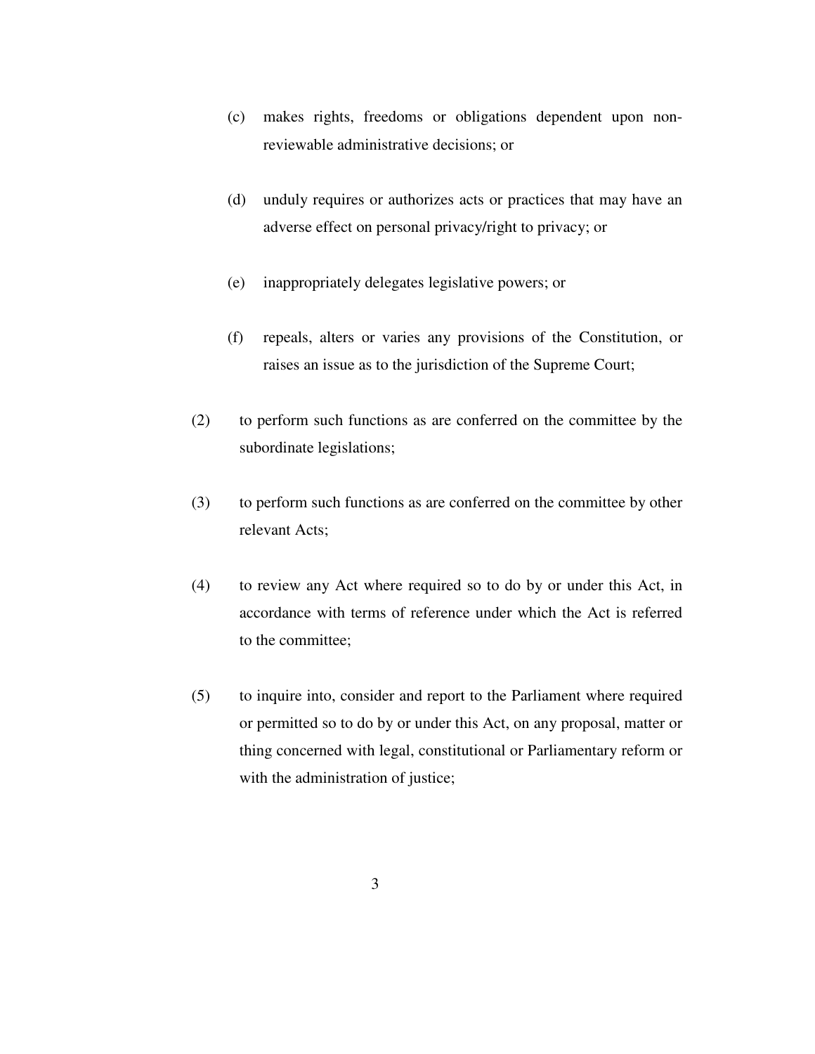(c) makes rights, freedoms or obligations dependent upon non-reviewable administrative decisions; or

(d) unduly requires or authorizes acts or practices that may have an adverse effect on personal privacy/right to privacy; or

(e) inappropriately delegates legislative powers; or

(f) repeals, alters or varies any provisions of the Constitution, or raises an issue as to the jurisdiction of the Supreme Court;

(2) to perform such functions as are conferred on the committee by the subordinate legislations;

(3) to perform such functions as are conferred on the committee by other relevant Acts;

(4) to review any Act where required so to do by or under this Act, in accordance with terms of reference under which the Act is referred to the committee;

(5) to inquire into, consider and report to the Parliament where required or permitted so to do by or under this Act, on any proposal, matter or thing concerned with legal, constitutional or Parliamentary reform or with the administration of justice;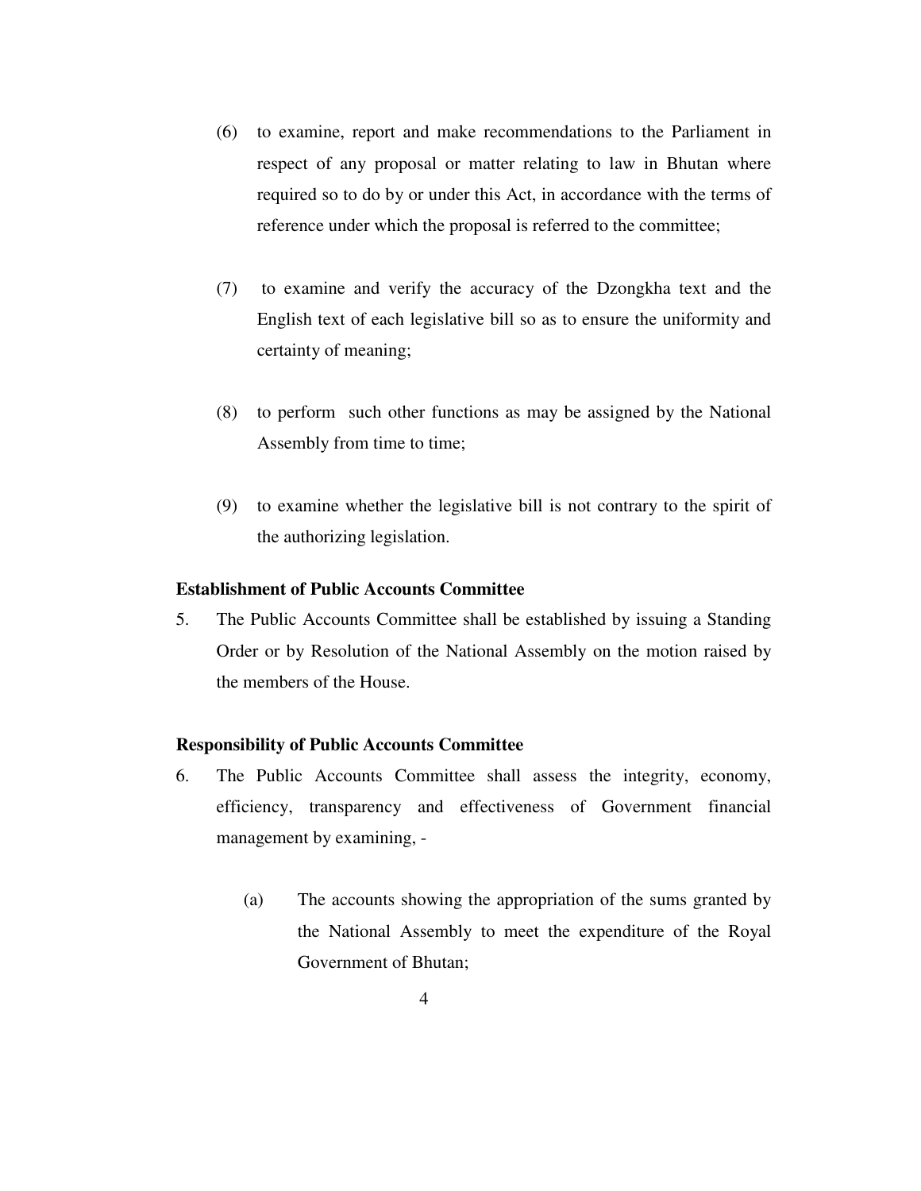(6) to examine, report and make recommendations to the Parliament in respect of any proposal or matter relating to law in Bhutan where required so to do by or under this Act, in accordance with the terms of reference under which the proposal is referred to the committee;

(7) to examine and verify the accuracy of the Dzongkha text and the English text of each legislative bill so as to ensure the uniformity and certainty of meaning;

(8) to perform such other functions as may be assigned by the National Assembly from time to time;

(9) to examine whether the legislative bill is not contrary to the spirit of the authorizing legislation.

**Establishment of Public Accounts Committee**

5. The Public Accounts Committee shall be established by issuing a Standing Order or by Resolution of the National Assembly on the motion raised by the members of the House.

**Responsibility of Public Accounts Committee**

6. The Public Accounts Committee shall assess the integrity, economy, efficiency, transparency and effectiveness of Government financial management by examining, -

   (a) The accounts showing the appropriation of the sums granted by the National Assembly to meet the expenditure of the Royal Government of Bhutan;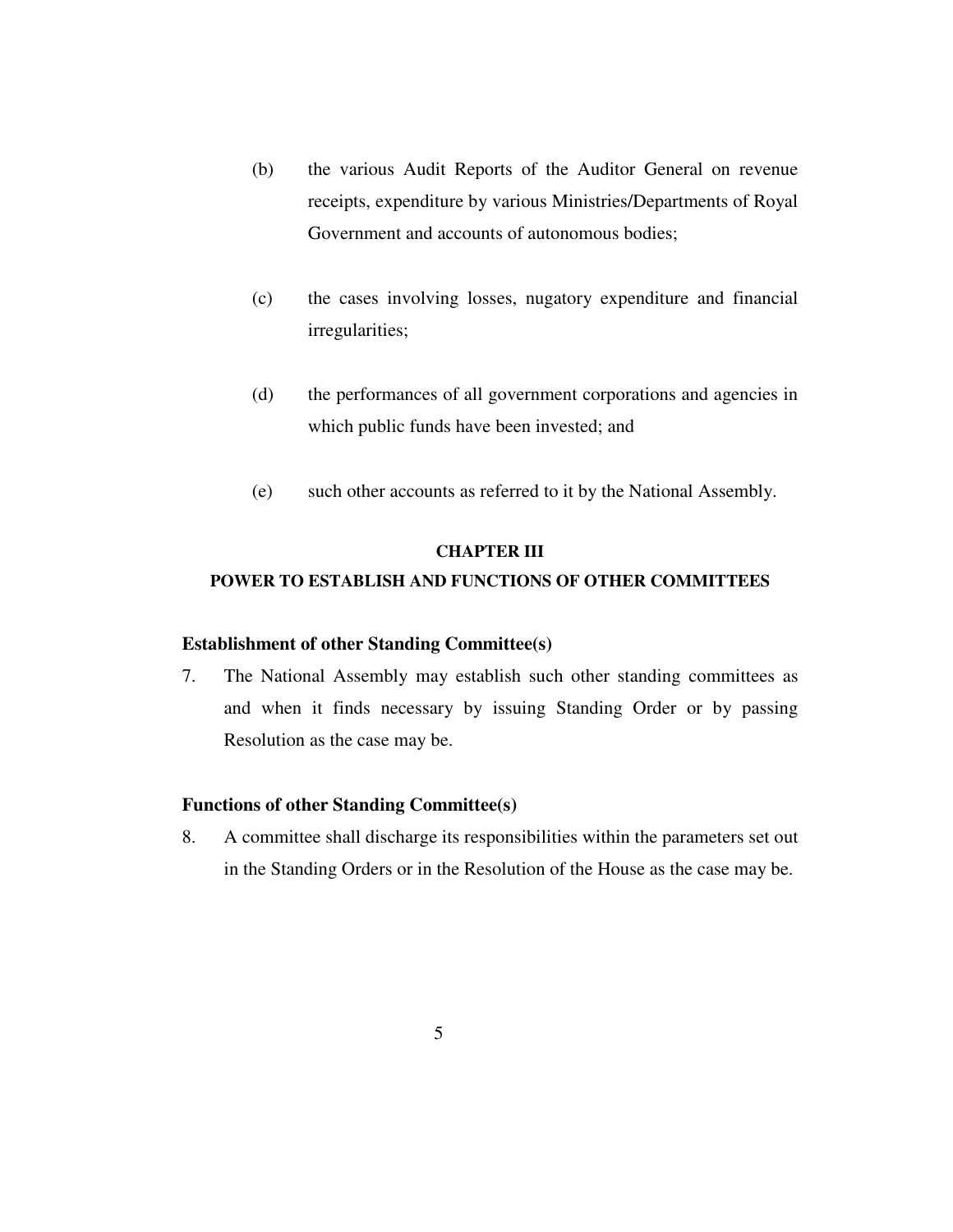(b) the various Audit Reports of the Auditor General on revenue receipts, expenditure by various Ministries/Departments of Royal Government and accounts of autonomous bodies;

(c) the cases involving losses, nugatory expenditure and financial irregularities;

(d) the performances of all government corporations and agencies in which public funds have been invested; and

(e) such other accounts as referred to it by the National Assembly.

## CHAPTER III
## POWER TO ESTABLISH AND FUNCTIONS OF OTHER COMMITTEES

**Establishment of other Standing Committee(s)**

7. The National Assembly may establish such other standing committees as and when it finds necessary by issuing Standing Order or by passing Resolution as the case may be.

**Functions of other Standing Committee(s)**

8. A committee shall discharge its responsibilities within the parameters set out in the Standing Orders or in the Resolution of the House as the case may be.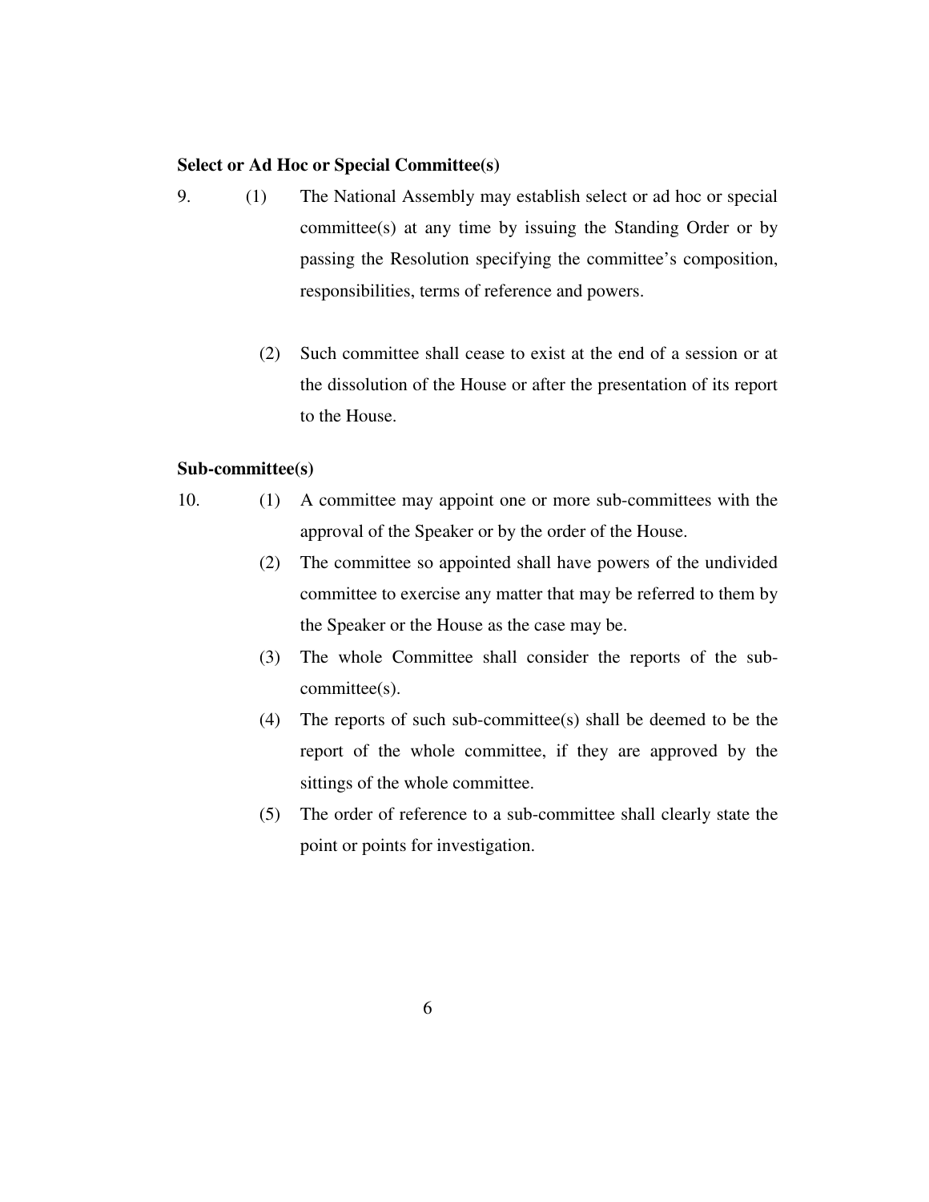**Select or Ad Hoc or Special Committee(s)**

9. (1) The National Assembly may establish select or ad hoc or special committee(s) at any time by issuing the Standing Order or by passing the Resolution specifying the committee's composition, responsibilities, terms of reference and powers.

(2) Such committee shall cease to exist at the end of a session or at the dissolution of the House or after the presentation of its report to the House.

**Sub-committee(s)**

10. (1) A committee may appoint one or more sub-committees with the approval of the Speaker or by the order of the House.

(2) The committee so appointed shall have powers of the undivided committee to exercise any matter that may be referred to them by the Speaker or the House as the case may be.

(3) The whole Committee shall consider the reports of the sub-committee(s).

(4) The reports of such sub-committee(s) shall be deemed to be the report of the whole committee, if they are approved by the sittings of the whole committee.

(5) The order of reference to a sub-committee shall clearly state the point or points for investigation.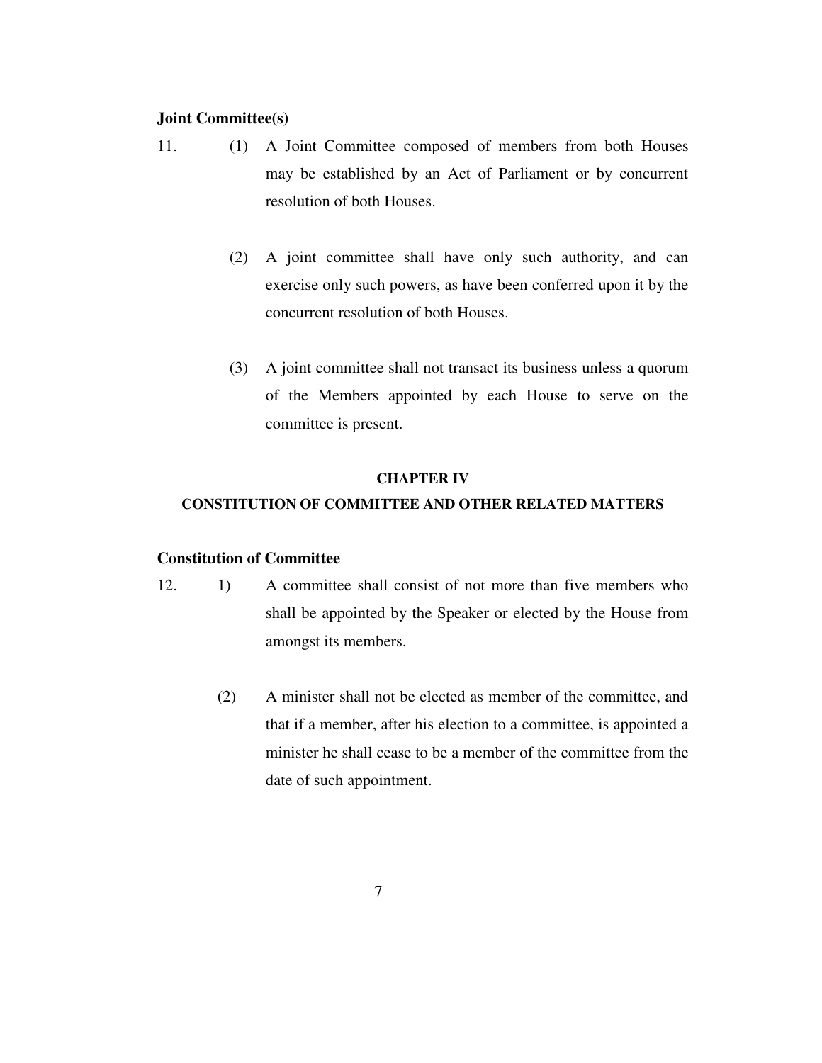**Joint Committee(s)**

11. (1) A Joint Committee composed of members from both Houses may be established by an Act of Parliament or by concurrent resolution of both Houses.

(2) A joint committee shall have only such authority, and can exercise only such powers, as have been conferred upon it by the concurrent resolution of both Houses.

(3) A joint committee shall not transact its business unless a quorum of the Members appointed by each House to serve on the committee is present.

## CHAPTER IV

## CONSTITUTION OF COMMITTEE AND OTHER RELATED MATTERS

**Constitution of Committee**

12. 1) A committee shall consist of not more than five members who shall be appointed by the Speaker or elected by the House from amongst its members.

(2) A minister shall not be elected as member of the committee, and that if a member, after his election to a committee, is appointed a minister he shall cease to be a member of the committee from the date of such appointment.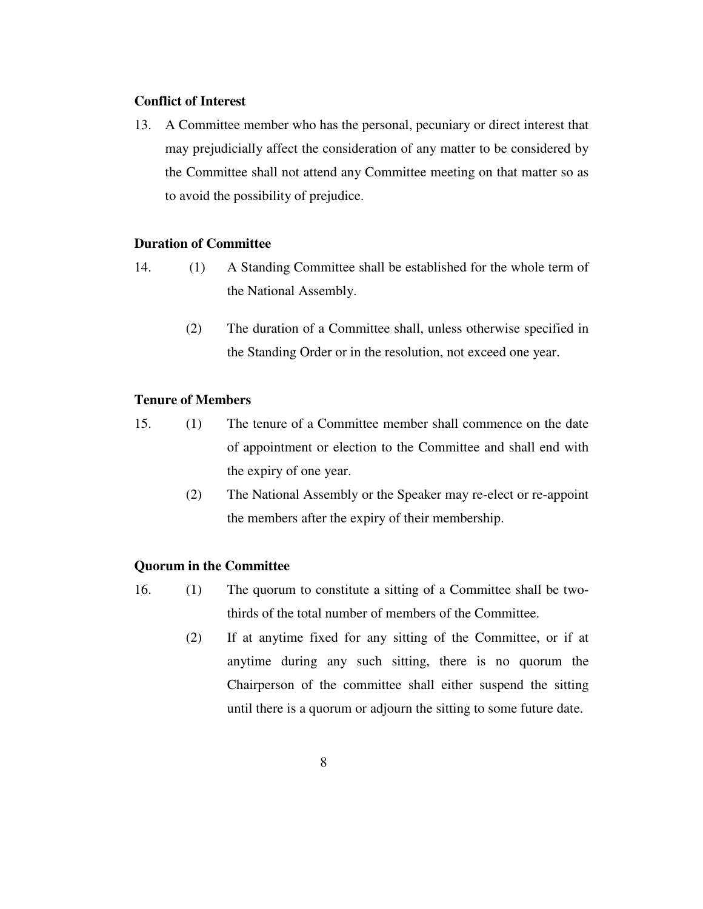**Conflict of Interest**

13. A Committee member who has the personal, pecuniary or direct interest that may prejudicially affect the consideration of any matter to be considered by the Committee shall not attend any Committee meeting on that matter so as to avoid the possibility of prejudice.

**Duration of Committee**

14. (1) A Standing Committee shall be established for the whole term of the National Assembly.

    (2) The duration of a Committee shall, unless otherwise specified in the Standing Order or in the resolution, not exceed one year.

**Tenure of Members**

15. (1) The tenure of a Committee member shall commence on the date of appointment or election to the Committee and shall end with the expiry of one year.

    (2) The National Assembly or the Speaker may re-elect or re-appoint the members after the expiry of their membership.

**Quorum in the Committee**

16. (1) The quorum to constitute a sitting of a Committee shall be two-thirds of the total number of members of the Committee.

    (2) If at anytime fixed for any sitting of the Committee, or if at anytime during any such sitting, there is no quorum the Chairperson of the committee shall either suspend the sitting until there is a quorum or adjourn the sitting to some future date.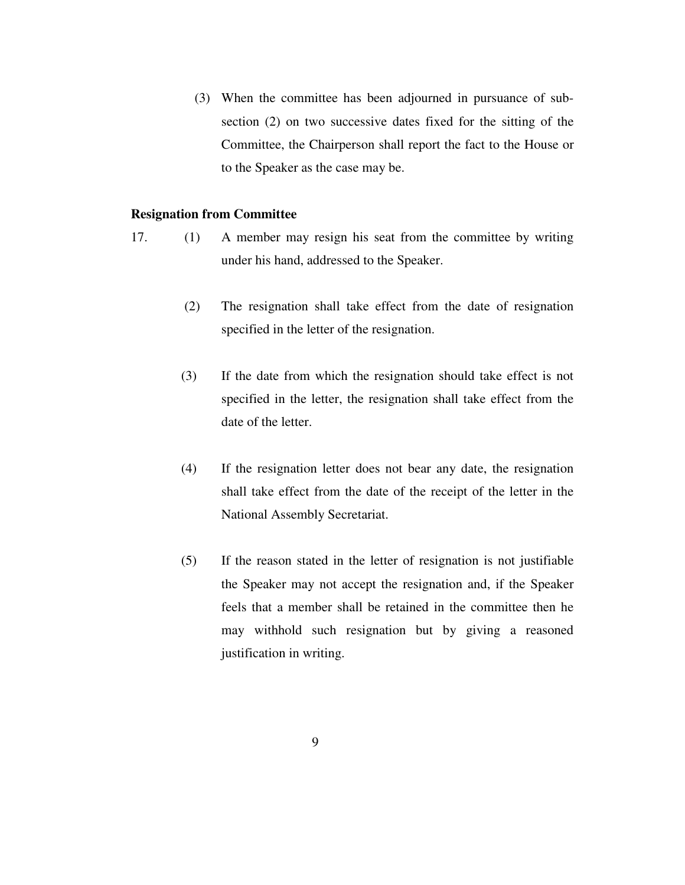(3) When the committee has been adjourned in pursuance of sub-section (2) on two successive dates fixed for the sitting of the Committee, the Chairperson shall report the fact to the House or to the Speaker as the case may be.

**Resignation from Committee**

17. (1) A member may resign his seat from the committee by writing under his hand, addressed to the Speaker.

(2) The resignation shall take effect from the date of resignation specified in the letter of the resignation.

(3) If the date from which the resignation should take effect is not specified in the letter, the resignation shall take effect from the date of the letter.

(4) If the resignation letter does not bear any date, the resignation shall take effect from the date of the receipt of the letter in the National Assembly Secretariat.

(5) If the reason stated in the letter of resignation is not justifiable the Speaker may not accept the resignation and, if the Speaker feels that a member shall be retained in the committee then he may withhold such resignation but by giving a reasoned justification in writing.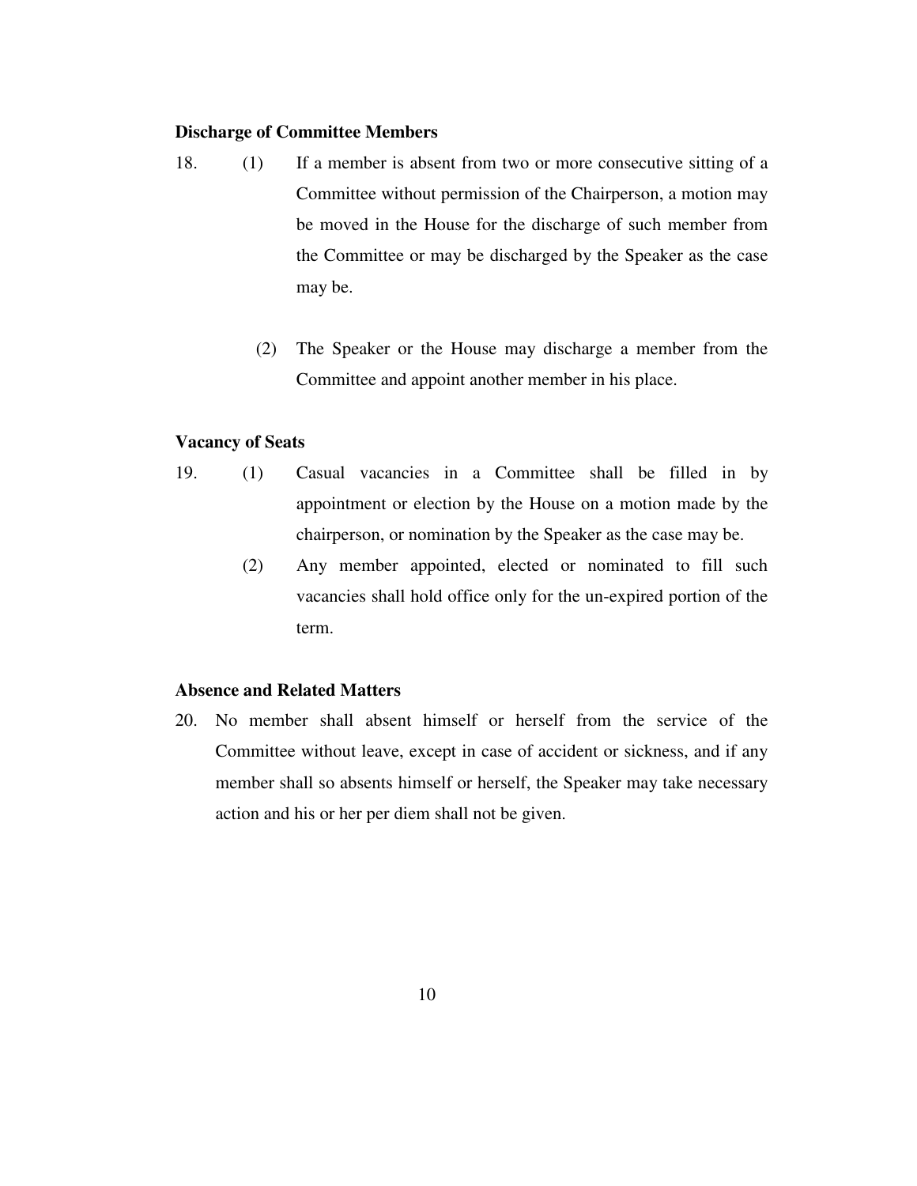**Discharge of Committee Members**

18. (1) If a member is absent from two or more consecutive sitting of a Committee without permission of the Chairperson, a motion may be moved in the House for the discharge of such member from the Committee or may be discharged by the Speaker as the case may be.

(2) The Speaker or the House may discharge a member from the Committee and appoint another member in his place.

**Vacancy of Seats**

19. (1) Casual vacancies in a Committee shall be filled in by appointment or election by the House on a motion made by the chairperson, or nomination by the Speaker as the case may be.

(2) Any member appointed, elected or nominated to fill such vacancies shall hold office only for the un-expired portion of the term.

**Absence and Related Matters**

20. No member shall absent himself or herself from the service of the Committee without leave, except in case of accident or sickness, and if any member shall so absents himself or herself, the Speaker may take necessary action and his or her per diem shall not be given.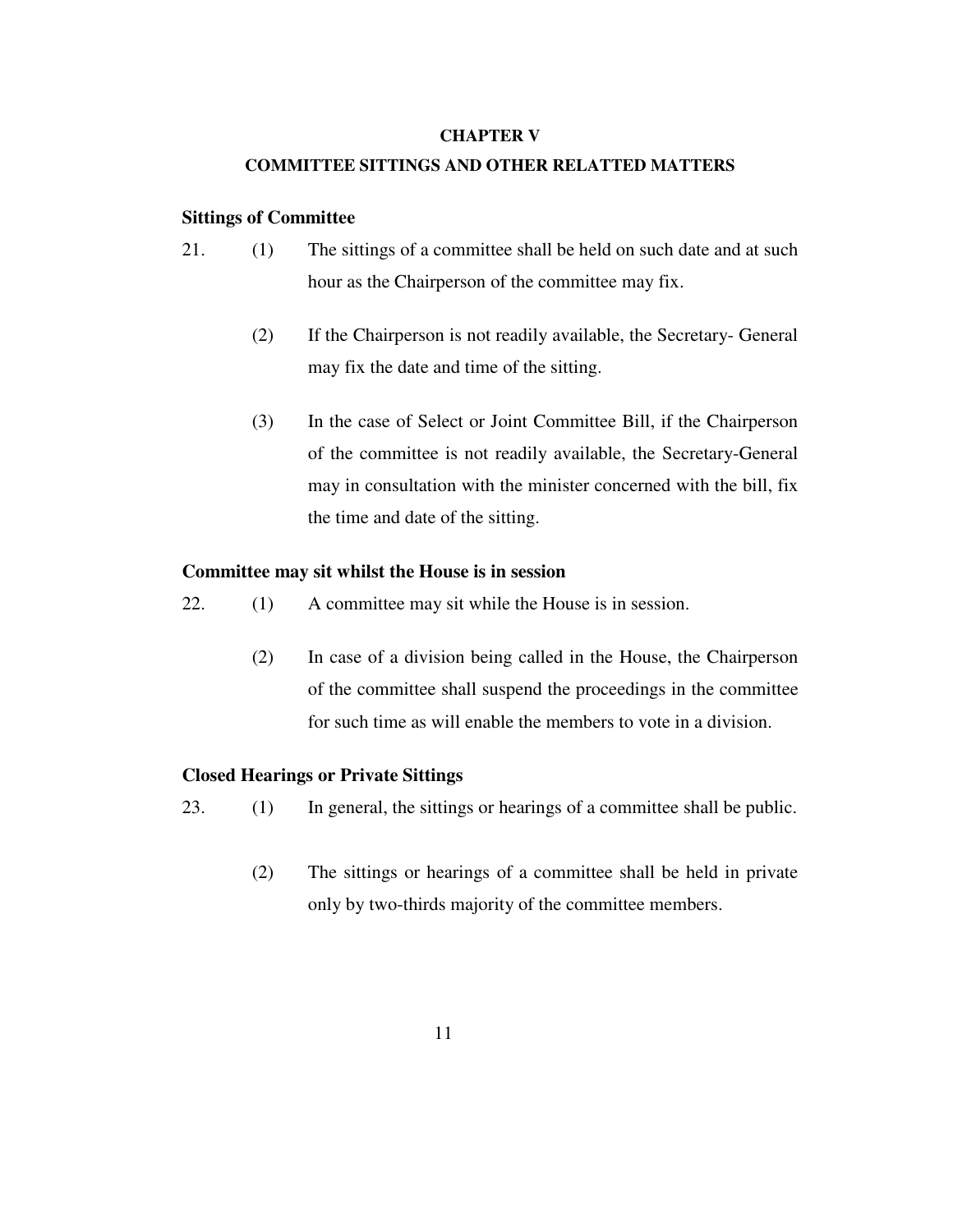## CHAPTER V

## COMMITTEE SITTINGS AND OTHER RELATTED MATTERS

### Sittings of Committee

21. (1) The sittings of a committee shall be held on such date and at such hour as the Chairperson of the committee may fix.

    (2) If the Chairperson is not readily available, the Secretary- General may fix the date and time of the sitting.

    (3) In the case of Select or Joint Committee Bill, if the Chairperson of the committee is not readily available, the Secretary-General may in consultation with the minister concerned with the bill, fix the time and date of the sitting.

### Committee may sit whilst the House is in session

22. (1) A committee may sit while the House is in session.

    (2) In case of a division being called in the House, the Chairperson of the committee shall suspend the proceedings in the committee for such time as will enable the members to vote in a division.

### Closed Hearings or Private Sittings

23. (1) In general, the sittings or hearings of a committee shall be public.

    (2) The sittings or hearings of a committee shall be held in private only by two-thirds majority of the committee members.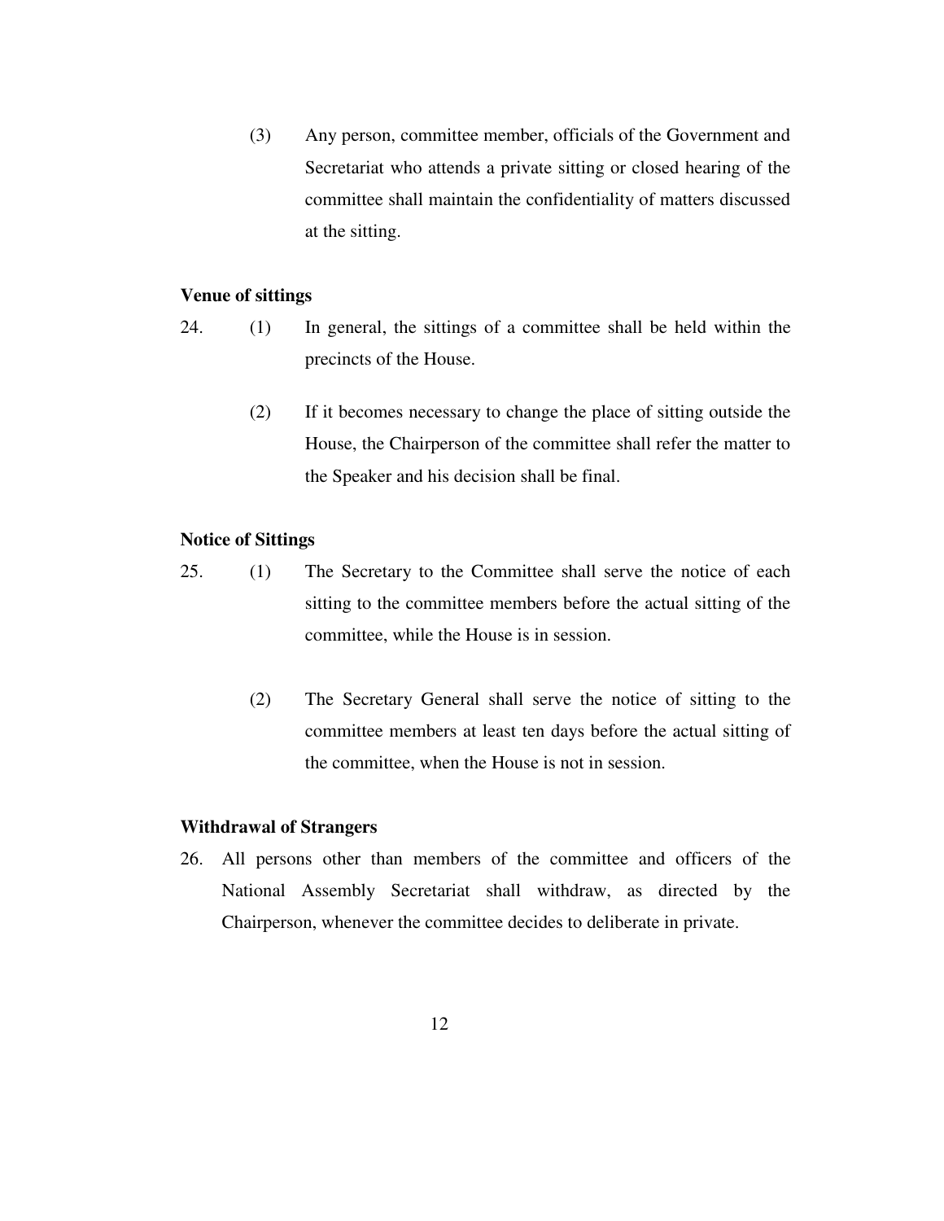(3) Any person, committee member, officials of the Government and Secretariat who attends a private sitting or closed hearing of the committee shall maintain the confidentiality of matters discussed at the sitting.

**Venue of sittings**

24. (1) In general, the sittings of a committee shall be held within the precincts of the House.

(2) If it becomes necessary to change the place of sitting outside the House, the Chairperson of the committee shall refer the matter to the Speaker and his decision shall be final.

**Notice of Sittings**

25. (1) The Secretary to the Committee shall serve the notice of each sitting to the committee members before the actual sitting of the committee, while the House is in session.

(2) The Secretary General shall serve the notice of sitting to the committee members at least ten days before the actual sitting of the committee, when the House is not in session.

**Withdrawal of Strangers**

26. All persons other than members of the committee and officers of the National Assembly Secretariat shall withdraw, as directed by the Chairperson, whenever the committee decides to deliberate in private.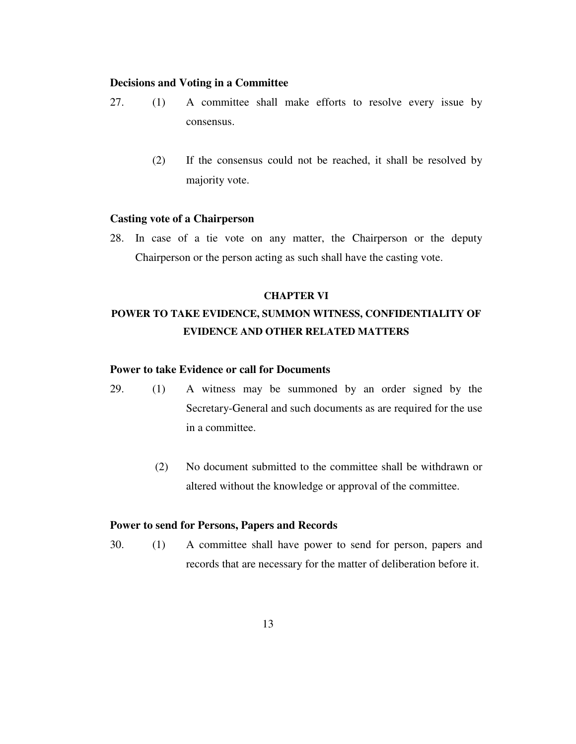**Decisions and Voting in a Committee**

27. (1) A committee shall make efforts to resolve every issue by consensus.

(2) If the consensus could not be reached, it shall be resolved by majority vote.

**Casting vote of a Chairperson**

28. In case of a tie vote on any matter, the Chairperson or the deputy Chairperson or the person acting as such shall have the casting vote.

## CHAPTER VI

## POWER TO TAKE EVIDENCE, SUMMON WITNESS, CONFIDENTIALITY OF EVIDENCE AND OTHER RELATED MATTERS

**Power to take Evidence or call for Documents**

29. (1) A witness may be summoned by an order signed by the Secretary-General and such documents as are required for the use in a committee.

(2) No document submitted to the committee shall be withdrawn or altered without the knowledge or approval of the committee.

**Power to send for Persons, Papers and Records**

30. (1) A committee shall have power to send for person, papers and records that are necessary for the matter of deliberation before it.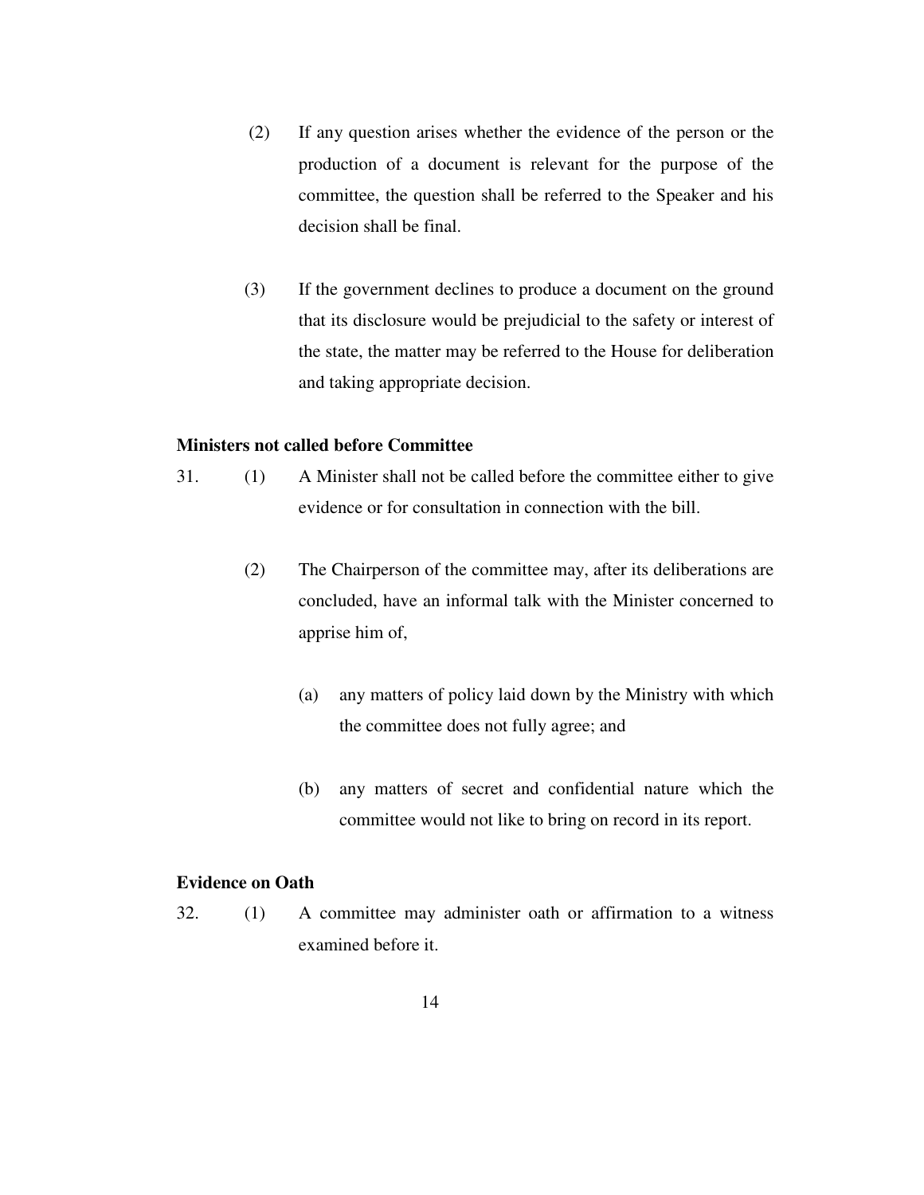(2) If any question arises whether the evidence of the person or the production of a document is relevant for the purpose of the committee, the question shall be referred to the Speaker and his decision shall be final.

(3) If the government declines to produce a document on the ground that its disclosure would be prejudicial to the safety or interest of the state, the matter may be referred to the House for deliberation and taking appropriate decision.

**Ministers not called before Committee**

31. (1) A Minister shall not be called before the committee either to give evidence or for consultation in connection with the bill.

(2) The Chairperson of the committee may, after its deliberations are concluded, have an informal talk with the Minister concerned to apprise him of,

(a) any matters of policy laid down by the Ministry with which the committee does not fully agree; and

(b) any matters of secret and confidential nature which the committee would not like to bring on record in its report.

**Evidence on Oath**

32. (1) A committee may administer oath or affirmation to a witness examined before it.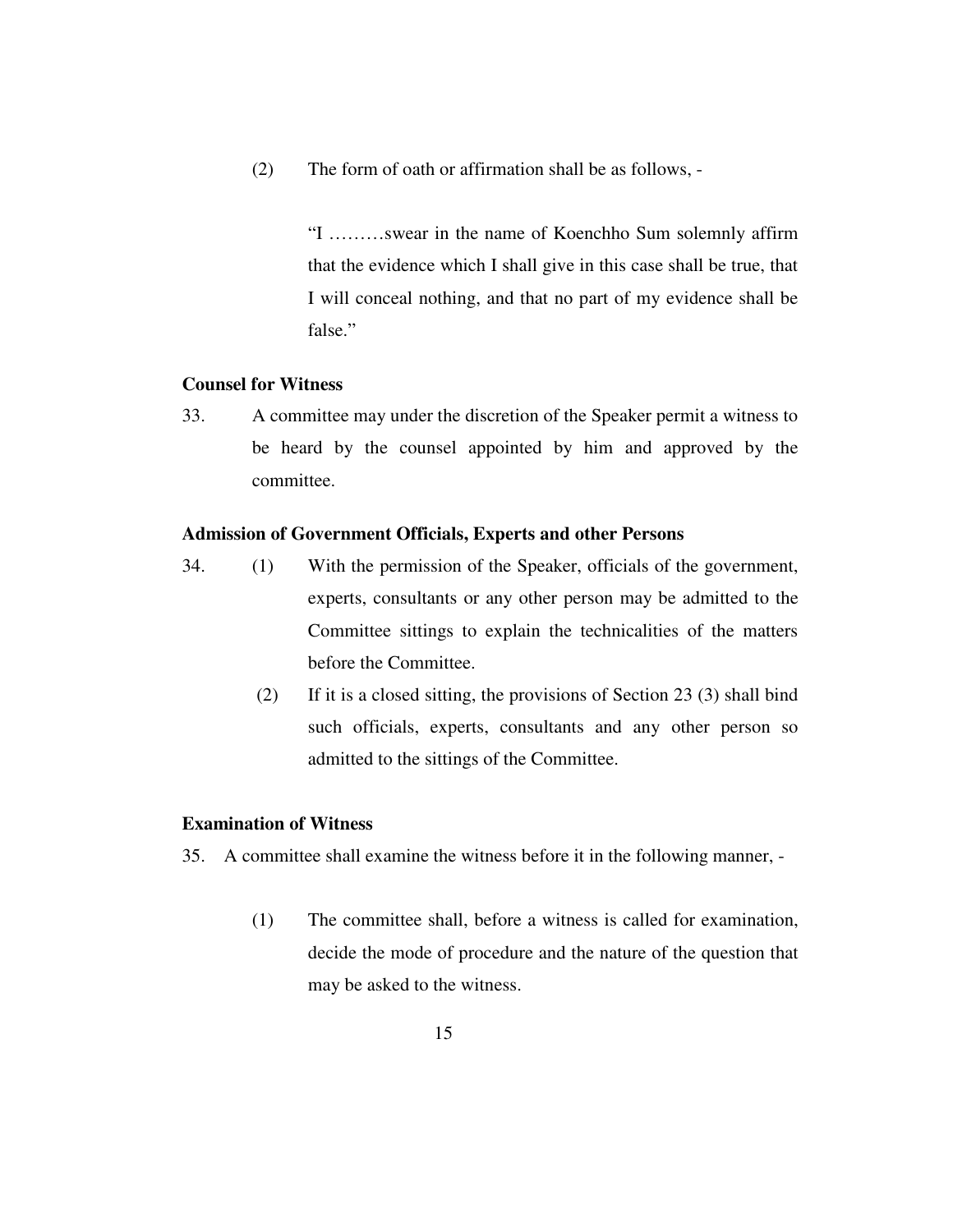(2) The form of oath or affirmation shall be as follows, -

> "I ………swear in the name of Koenchho Sum solemnly affirm that the evidence which I shall give in this case shall be true, that I will conceal nothing, and that no part of my evidence shall be false."

**Counsel for Witness**

33. A committee may under the discretion of the Speaker permit a witness to be heard by the counsel appointed by him and approved by the committee.

**Admission of Government Officials, Experts and other Persons**

34. (1) With the permission of the Speaker, officials of the government, experts, consultants or any other person may be admitted to the Committee sittings to explain the technicalities of the matters before the Committee.

(2) If it is a closed sitting, the provisions of Section 23 (3) shall bind such officials, experts, consultants and any other person so admitted to the sittings of the Committee.

**Examination of Witness**

35. A committee shall examine the witness before it in the following manner, -

(1) The committee shall, before a witness is called for examination, decide the mode of procedure and the nature of the question that may be asked to the witness.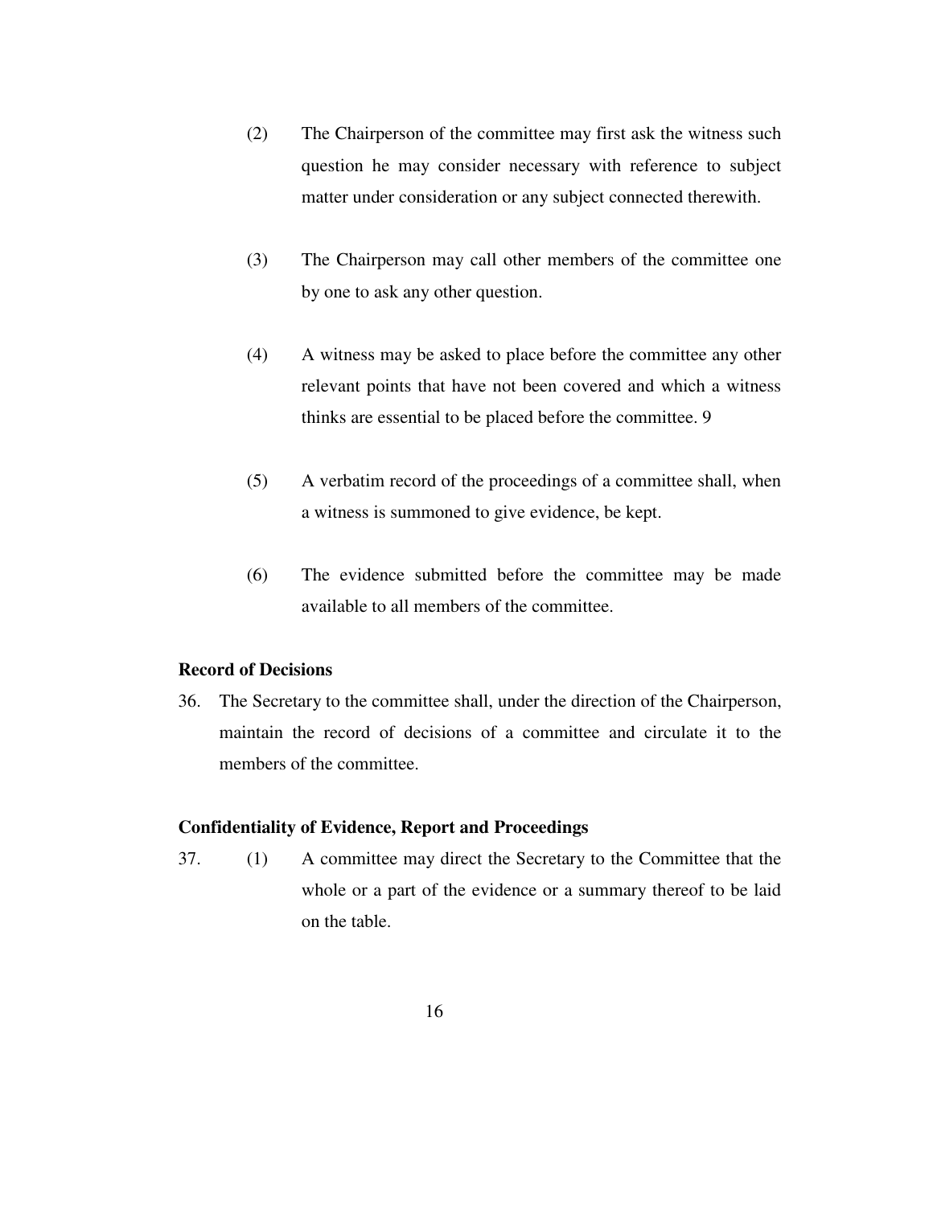(2) The Chairperson of the committee may first ask the witness such question he may consider necessary with reference to subject matter under consideration or any subject connected therewith.

(3) The Chairperson may call other members of the committee one by one to ask any other question.

(4) A witness may be asked to place before the committee any other relevant points that have not been covered and which a witness thinks are essential to be placed before the committee. 9

(5) A verbatim record of the proceedings of a committee shall, when a witness is summoned to give evidence, be kept.

(6) The evidence submitted before the committee may be made available to all members of the committee.

**Record of Decisions**

36. The Secretary to the committee shall, under the direction of the Chairperson, maintain the record of decisions of a committee and circulate it to the members of the committee.

**Confidentiality of Evidence, Report and Proceedings**

37. (1) A committee may direct the Secretary to the Committee that the whole or a part of the evidence or a summary thereof to be laid on the table.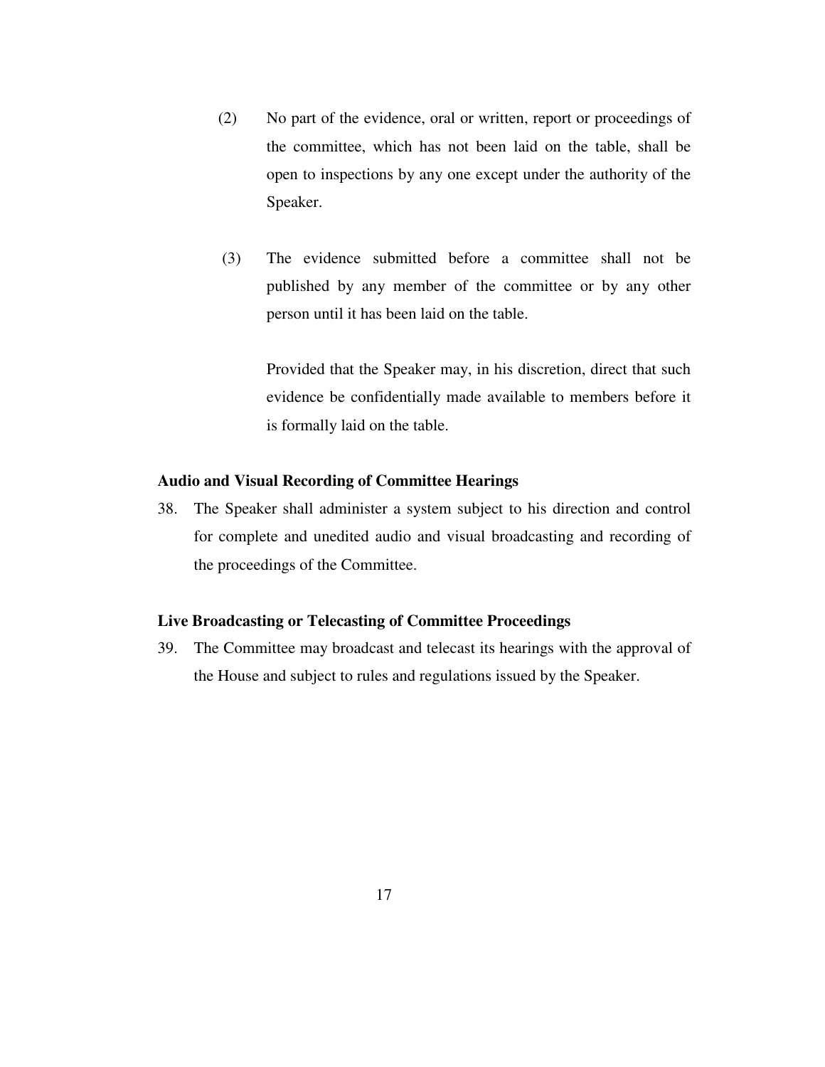(2) No part of the evidence, oral or written, report or proceedings of the committee, which has not been laid on the table, shall be open to inspections by any one except under the authority of the Speaker.

(3) The evidence submitted before a committee shall not be published by any member of the committee or by any other person until it has been laid on the table.

Provided that the Speaker may, in his discretion, direct that such evidence be confidentially made available to members before it is formally laid on the table.

**Audio and Visual Recording of Committee Hearings**

38. The Speaker shall administer a system subject to his direction and control for complete and unedited audio and visual broadcasting and recording of the proceedings of the Committee.

**Live Broadcasting or Telecasting of Committee Proceedings**

39. The Committee may broadcast and telecast its hearings with the approval of the House and subject to rules and regulations issued by the Speaker.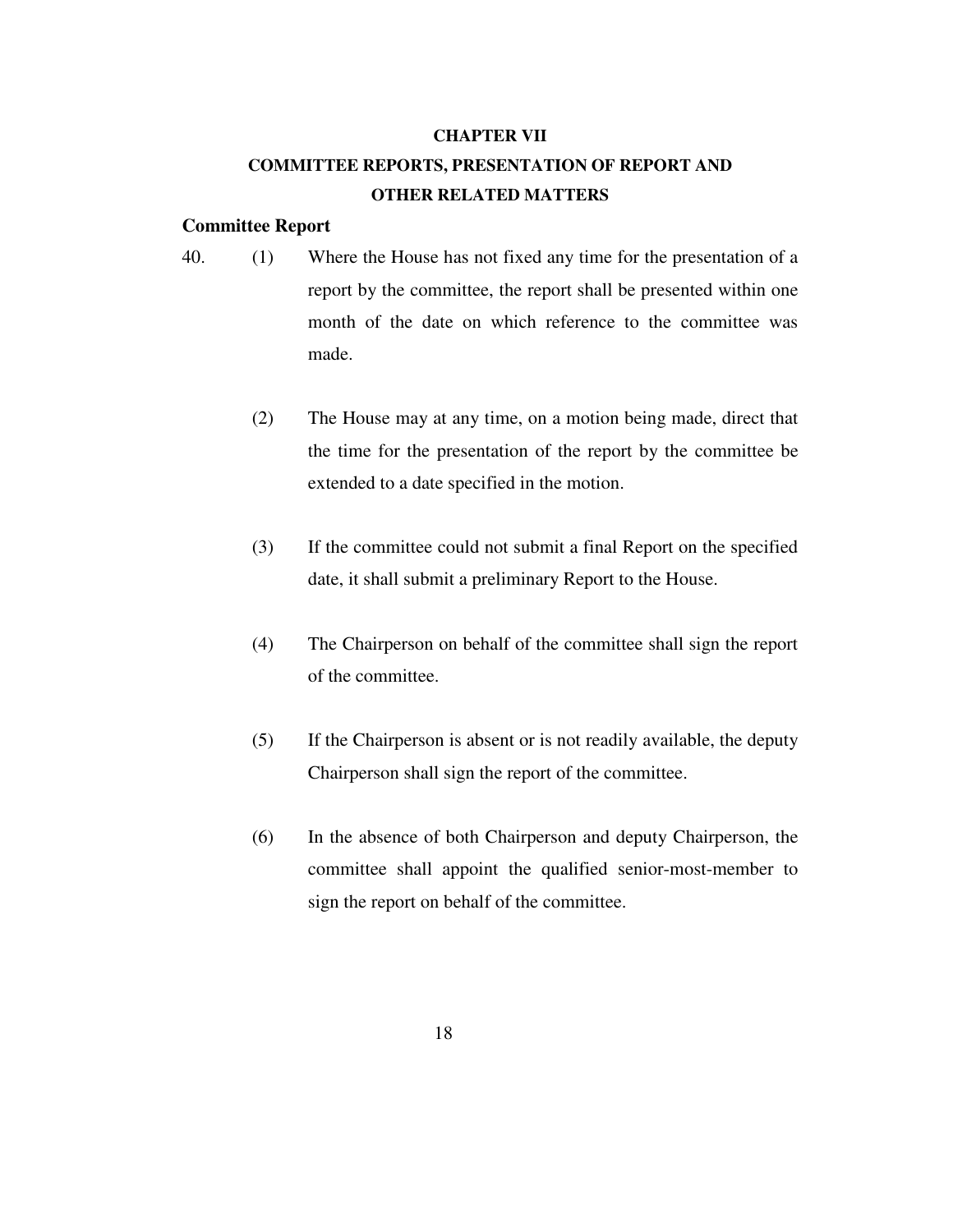## CHAPTER VII

## COMMITTEE REPORTS, PRESENTATION OF REPORT AND OTHER RELATED MATTERS

### Committee Report

40. (1) Where the House has not fixed any time for the presentation of a report by the committee, the report shall be presented within one month of the date on which reference to the committee was made.

(2) The House may at any time, on a motion being made, direct that the time for the presentation of the report by the committee be extended to a date specified in the motion.

(3) If the committee could not submit a final Report on the specified date, it shall submit a preliminary Report to the House.

(4) The Chairperson on behalf of the committee shall sign the report of the committee.

(5) If the Chairperson is absent or is not readily available, the deputy Chairperson shall sign the report of the committee.

(6) In the absence of both Chairperson and deputy Chairperson, the committee shall appoint the qualified senior-most-member to sign the report on behalf of the committee.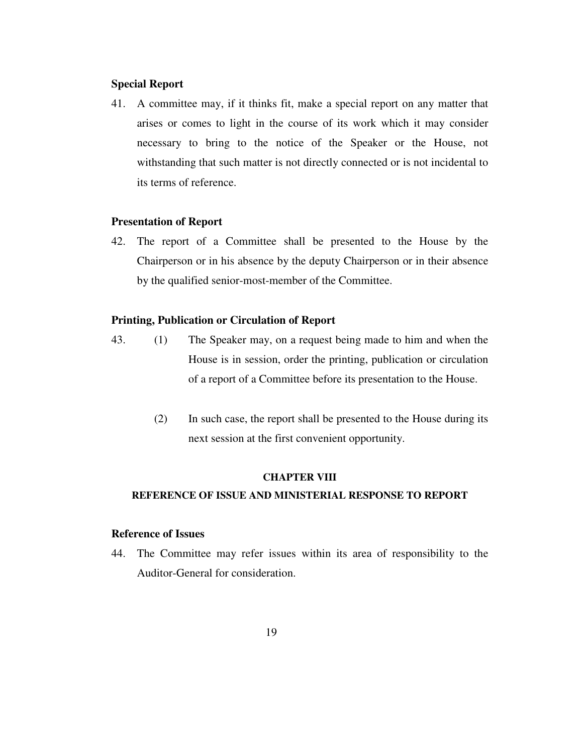**Special Report**

41. A committee may, if it thinks fit, make a special report on any matter that arises or comes to light in the course of its work which it may consider necessary to bring to the notice of the Speaker or the House, not withstanding that such matter is not directly connected or is not incidental to its terms of reference.

**Presentation of Report**

42. The report of a Committee shall be presented to the House by the Chairperson or in his absence by the deputy Chairperson or in their absence by the qualified senior-most-member of the Committee.

**Printing, Publication or Circulation of Report**

43. (1) The Speaker may, on a request being made to him and when the House is in session, order the printing, publication or circulation of a report of a Committee before its presentation to the House.

(2) In such case, the report shall be presented to the House during its next session at the first convenient opportunity.

## CHAPTER VIII

## REFERENCE OF ISSUE AND MINISTERIAL RESPONSE TO REPORT

**Reference of Issues**

44. The Committee may refer issues within its area of responsibility to the Auditor-General for consideration.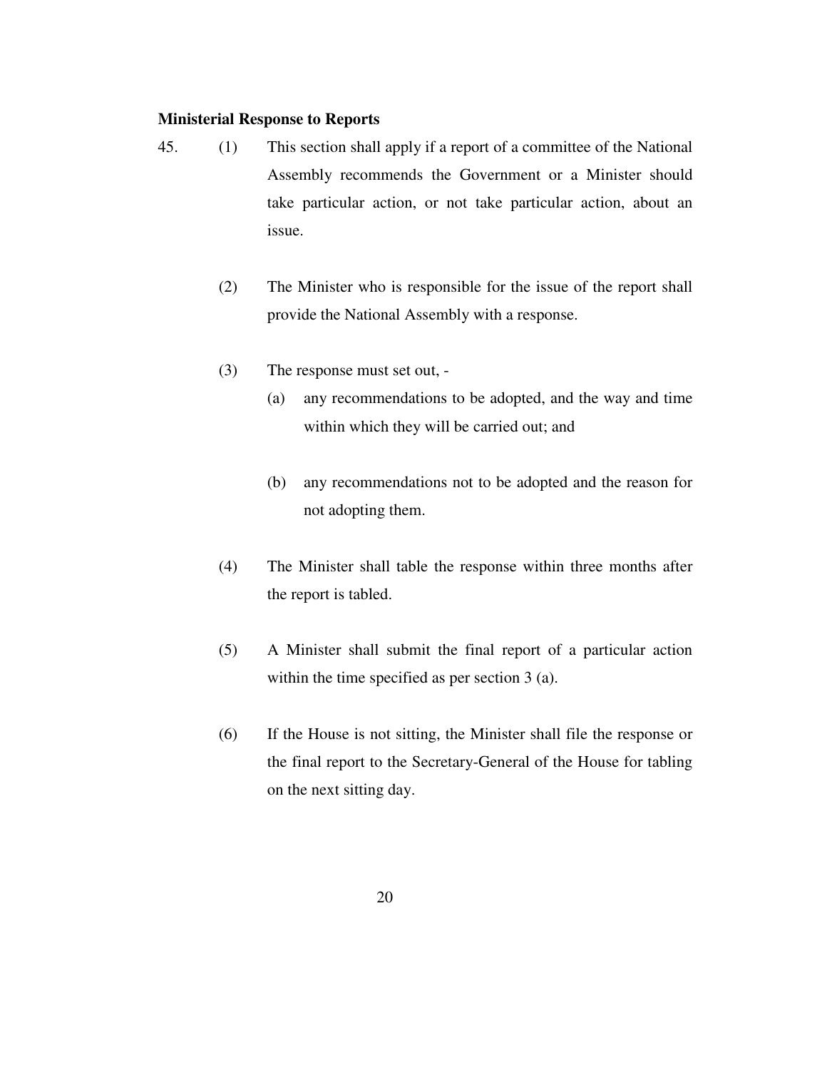**Ministerial Response to Reports**

45. (1) This section shall apply if a report of a committee of the National Assembly recommends the Government or a Minister should take particular action, or not take particular action, about an issue.

(2) The Minister who is responsible for the issue of the report shall provide the National Assembly with a response.

(3) The response must set out, -

(a) any recommendations to be adopted, and the way and time within which they will be carried out; and

(b) any recommendations not to be adopted and the reason for not adopting them.

(4) The Minister shall table the response within three months after the report is tabled.

(5) A Minister shall submit the final report of a particular action within the time specified as per section 3 (a).

(6) If the House is not sitting, the Minister shall file the response or the final report to the Secretary-General of the House for tabling on the next sitting day.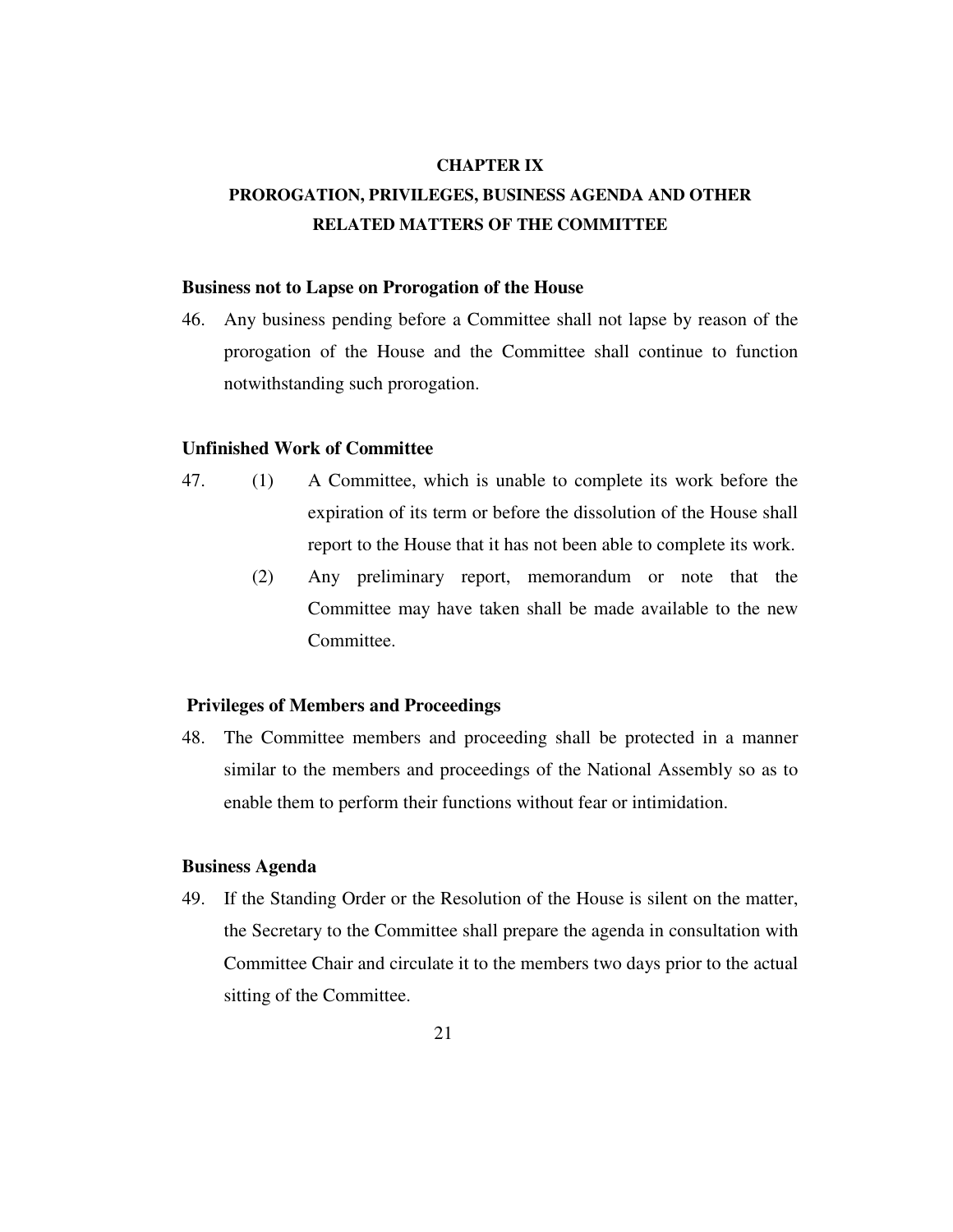## CHAPTER IX

## PROROGATION, PRIVILEGES, BUSINESS AGENDA AND OTHER RELATED MATTERS OF THE COMMITTEE

**Business not to Lapse on Prorogation of the House**

46. Any business pending before a Committee shall not lapse by reason of the prorogation of the House and the Committee shall continue to function notwithstanding such prorogation.

**Unfinished Work of Committee**

47. (1) A Committee, which is unable to complete its work before the expiration of its term or before the dissolution of the House shall report to the House that it has not been able to complete its work.

    (2) Any preliminary report, memorandum or note that the Committee may have taken shall be made available to the new Committee.

**Privileges of Members and Proceedings**

48. The Committee members and proceeding shall be protected in a manner similar to the members and proceedings of the National Assembly so as to enable them to perform their functions without fear or intimidation.

**Business Agenda**

49. If the Standing Order or the Resolution of the House is silent on the matter, the Secretary to the Committee shall prepare the agenda in consultation with Committee Chair and circulate it to the members two days prior to the actual sitting of the Committee.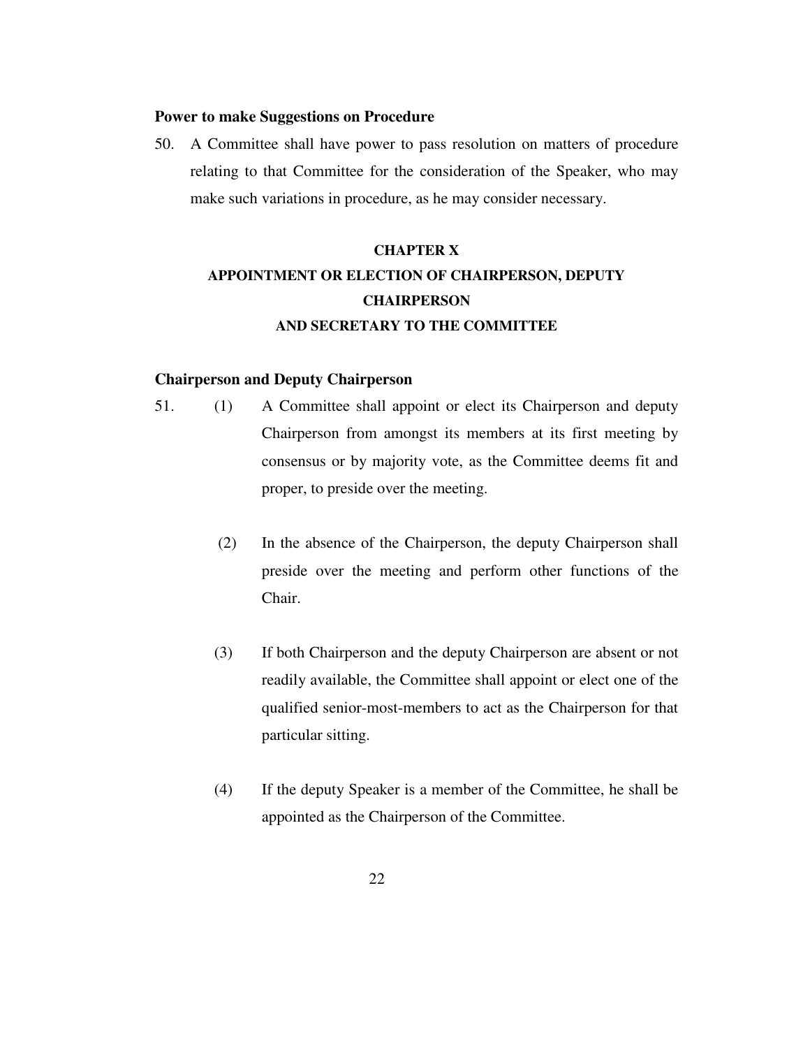**Power to make Suggestions on Procedure**

50. A Committee shall have power to pass resolution on matters of procedure relating to that Committee for the consideration of the Speaker, who may make such variations in procedure, as he may consider necessary.

## CHAPTER X
## APPOINTMENT OR ELECTION OF CHAIRPERSON, DEPUTY CHAIRPERSON AND SECRETARY TO THE COMMITTEE

**Chairperson and Deputy Chairperson**

51. (1) A Committee shall appoint or elect its Chairperson and deputy Chairperson from amongst its members at its first meeting by consensus or by majority vote, as the Committee deems fit and proper, to preside over the meeting.

(2) In the absence of the Chairperson, the deputy Chairperson shall preside over the meeting and perform other functions of the Chair.

(3) If both Chairperson and the deputy Chairperson are absent or not readily available, the Committee shall appoint or elect one of the qualified senior-most-members to act as the Chairperson for that particular sitting.

(4) If the deputy Speaker is a member of the Committee, he shall be appointed as the Chairperson of the Committee.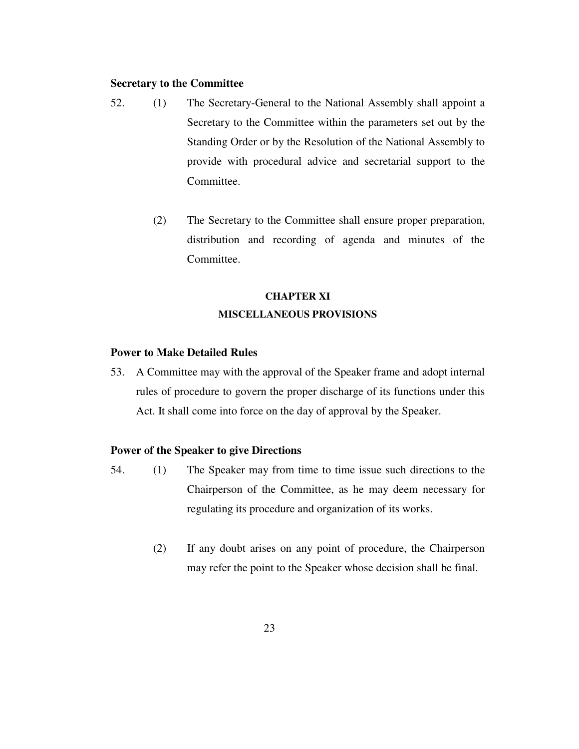**Secretary to the Committee**

52. (1) The Secretary-General to the National Assembly shall appoint a Secretary to the Committee within the parameters set out by the Standing Order or by the Resolution of the National Assembly to provide with procedural advice and secretarial support to the Committee.

(2) The Secretary to the Committee shall ensure proper preparation, distribution and recording of agenda and minutes of the Committee.

## CHAPTER XI
## MISCELLANEOUS PROVISIONS

**Power to Make Detailed Rules**

53. A Committee may with the approval of the Speaker frame and adopt internal rules of procedure to govern the proper discharge of its functions under this Act. It shall come into force on the day of approval by the Speaker.

**Power of the Speaker to give Directions**

54. (1) The Speaker may from time to time issue such directions to the Chairperson of the Committee, as he may deem necessary for regulating its procedure and organization of its works.

(2) If any doubt arises on any point of procedure, the Chairperson may refer the point to the Speaker whose decision shall be final.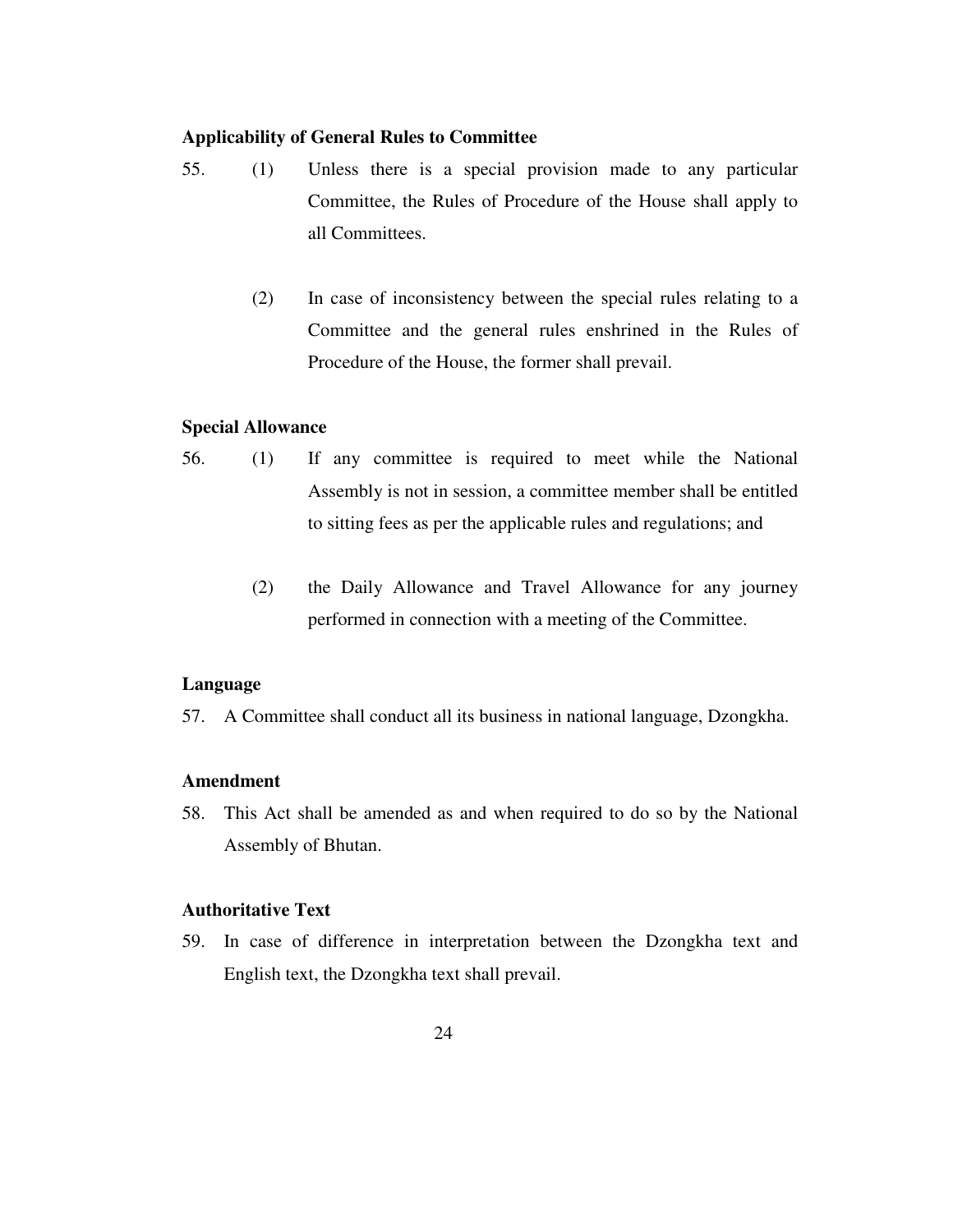**Applicability of General Rules to Committee**

55. (1) Unless there is a special provision made to any particular Committee, the Rules of Procedure of the House shall apply to all Committees.

    (2) In case of inconsistency between the special rules relating to a Committee and the general rules enshrined in the Rules of Procedure of the House, the former shall prevail.

**Special Allowance**

56. (1) If any committee is required to meet while the National Assembly is not in session, a committee member shall be entitled to sitting fees as per the applicable rules and regulations; and

    (2) the Daily Allowance and Travel Allowance for any journey performed in connection with a meeting of the Committee.

**Language**

57. A Committee shall conduct all its business in national language, Dzongkha.

**Amendment**

58. This Act shall be amended as and when required to do so by the National Assembly of Bhutan.

**Authoritative Text**

59. In case of difference in interpretation between the Dzongkha text and English text, the Dzongkha text shall prevail.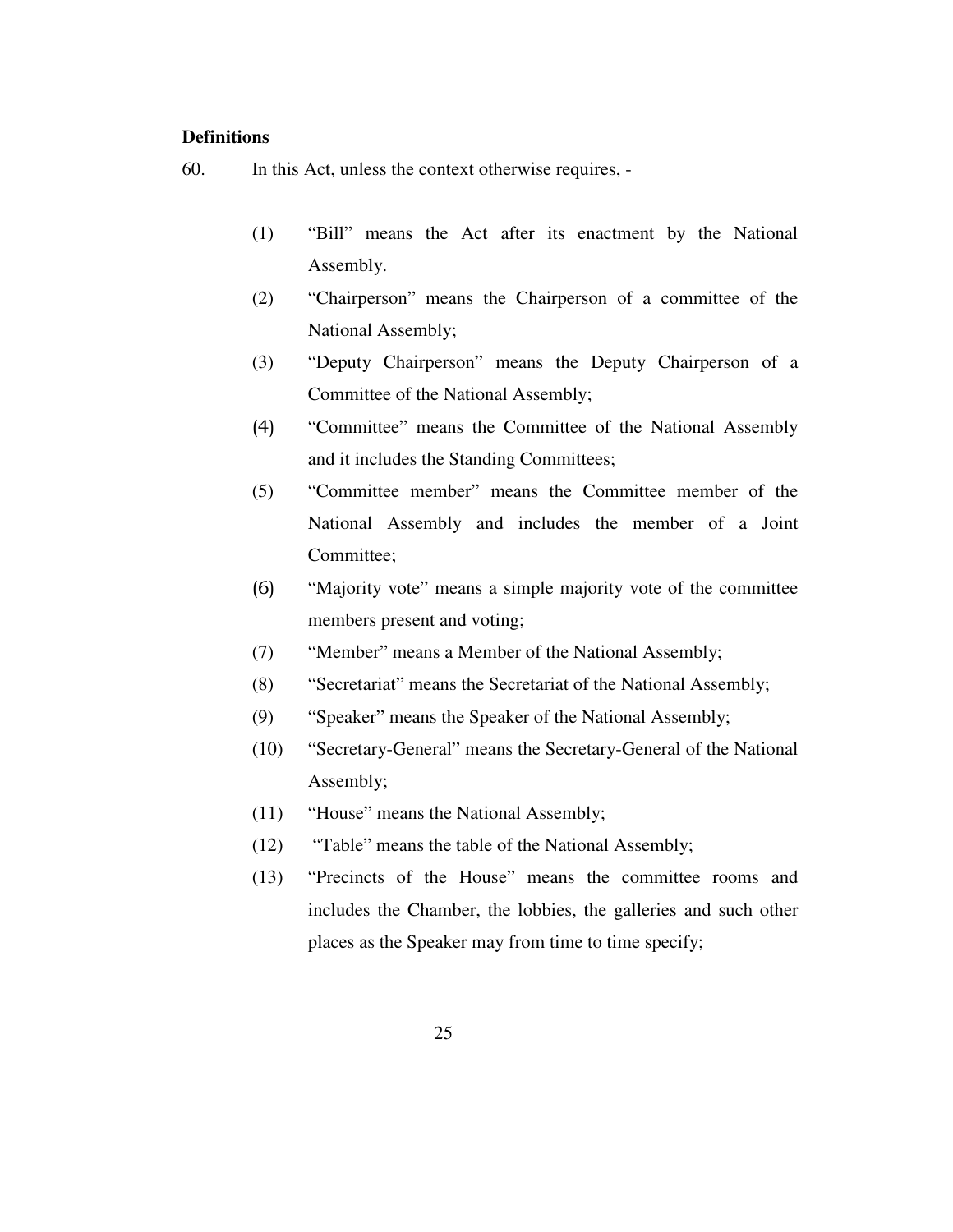**Definitions**

60. In this Act, unless the context otherwise requires, -

(1) "Bill" means the Act after its enactment by the National Assembly.

(2) "Chairperson" means the Chairperson of a committee of the National Assembly;

(3) "Deputy Chairperson" means the Deputy Chairperson of a Committee of the National Assembly;

(4) "Committee" means the Committee of the National Assembly and it includes the Standing Committees;

(5) "Committee member" means the Committee member of the National Assembly and includes the member of a Joint Committee;

(6) "Majority vote" means a simple majority vote of the committee members present and voting;

(7) "Member" means a Member of the National Assembly;

(8) "Secretariat" means the Secretariat of the National Assembly;

(9) "Speaker" means the Speaker of the National Assembly;

(10) "Secretary-General" means the Secretary-General of the National Assembly;

(11) "House" means the National Assembly;

(12) "Table" means the table of the National Assembly;

(13) "Precincts of the House" means the committee rooms and includes the Chamber, the lobbies, the galleries and such other places as the Speaker may from time to time specify;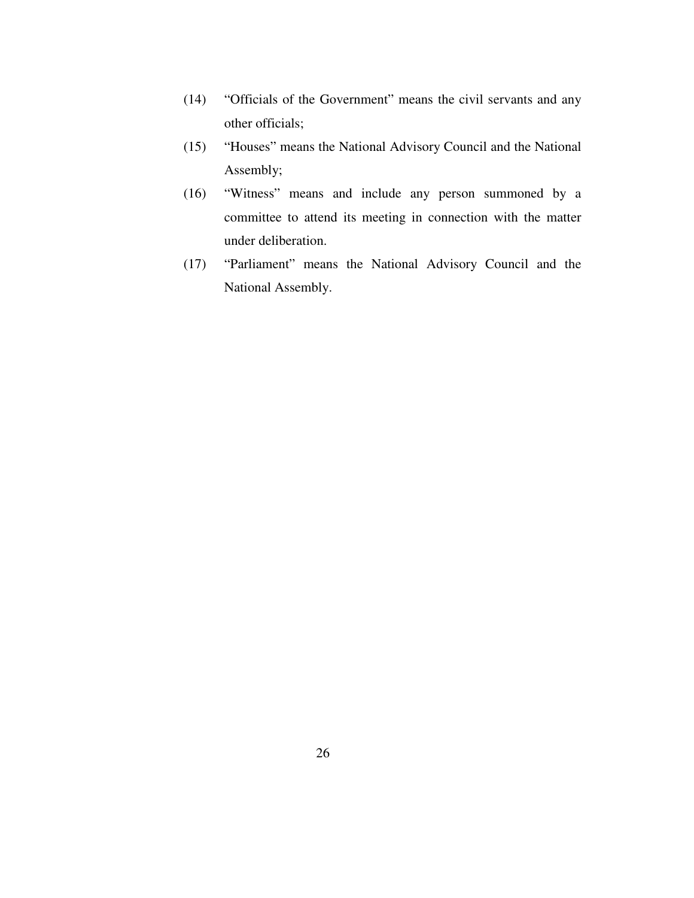(14) "Officials of the Government" means the civil servants and any other officials;

(15) "Houses" means the National Advisory Council and the National Assembly;

(16) "Witness" means and include any person summoned by a committee to attend its meeting in connection with the matter under deliberation.

(17) "Parliament" means the National Advisory Council and the National Assembly.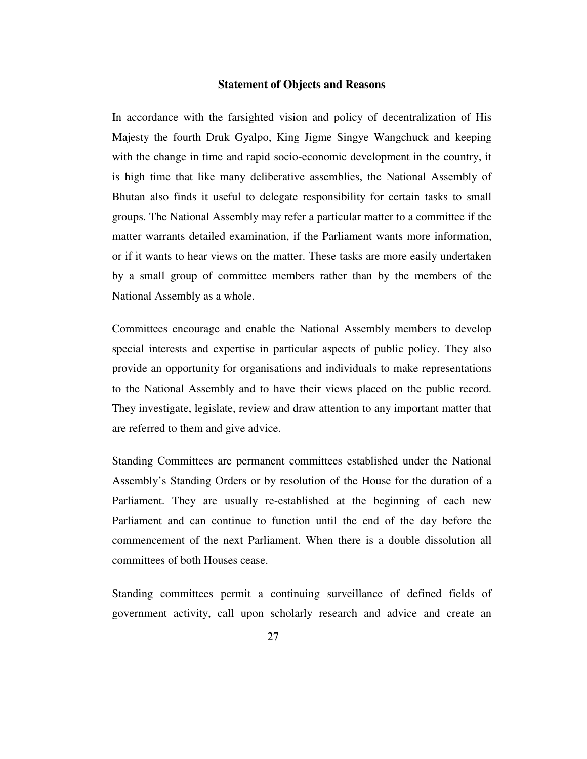## Statement of Objects and Reasons

In accordance with the farsighted vision and policy of decentralization of His Majesty the fourth Druk Gyalpo, King Jigme Singye Wangchuck and keeping with the change in time and rapid socio-economic development in the country, it is high time that like many deliberative assemblies, the National Assembly of Bhutan also finds it useful to delegate responsibility for certain tasks to small groups. The National Assembly may refer a particular matter to a committee if the matter warrants detailed examination, if the Parliament wants more information, or if it wants to hear views on the matter. These tasks are more easily undertaken by a small group of committee members rather than by the members of the National Assembly as a whole.

Committees encourage and enable the National Assembly members to develop special interests and expertise in particular aspects of public policy. They also provide an opportunity for organisations and individuals to make representations to the National Assembly and to have their views placed on the public record. They investigate, legislate, review and draw attention to any important matter that are referred to them and give advice.

Standing Committees are permanent committees established under the National Assembly's Standing Orders or by resolution of the House for the duration of a Parliament. They are usually re-established at the beginning of each new Parliament and can continue to function until the end of the day before the commencement of the next Parliament. When there is a double dissolution all committees of both Houses cease.

Standing committees permit a continuing surveillance of defined fields of government activity, call upon scholarly research and advice and create an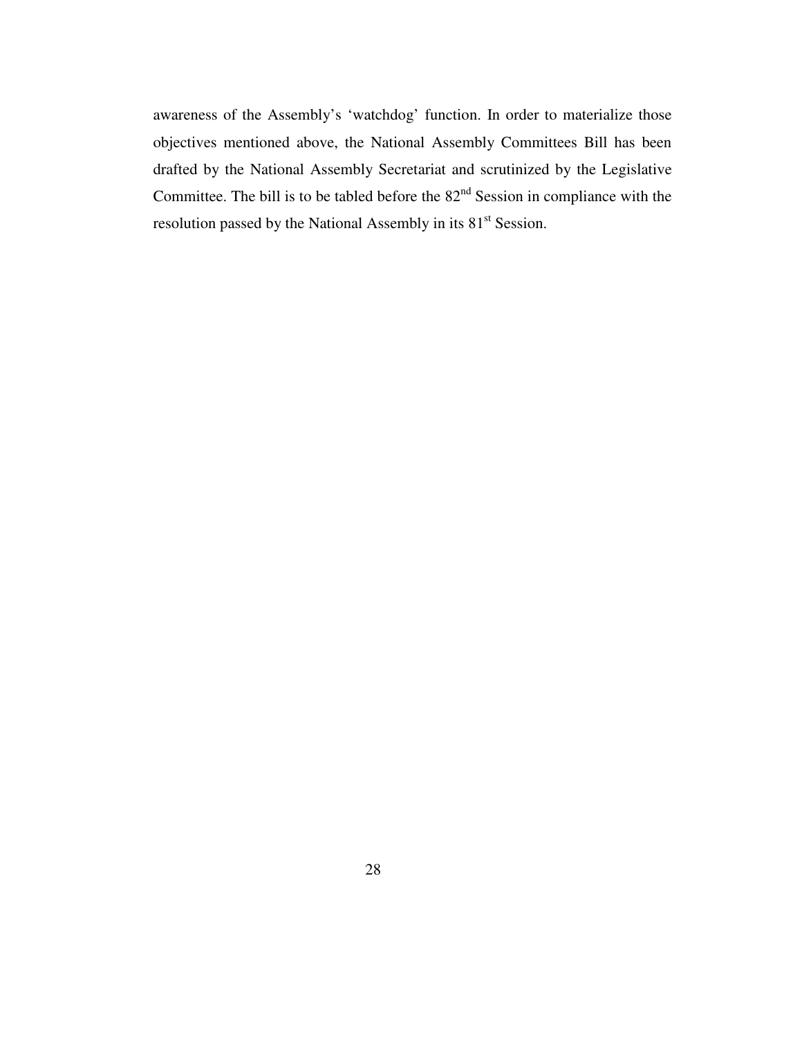awareness of the Assembly's 'watchdog' function. In order to materialize those objectives mentioned above, the National Assembly Committees Bill has been drafted by the National Assembly Secretariat and scrutinized by the Legislative Committee. The bill is to be tabled before the 82nd Session in compliance with the resolution passed by the National Assembly in its 81st Session.